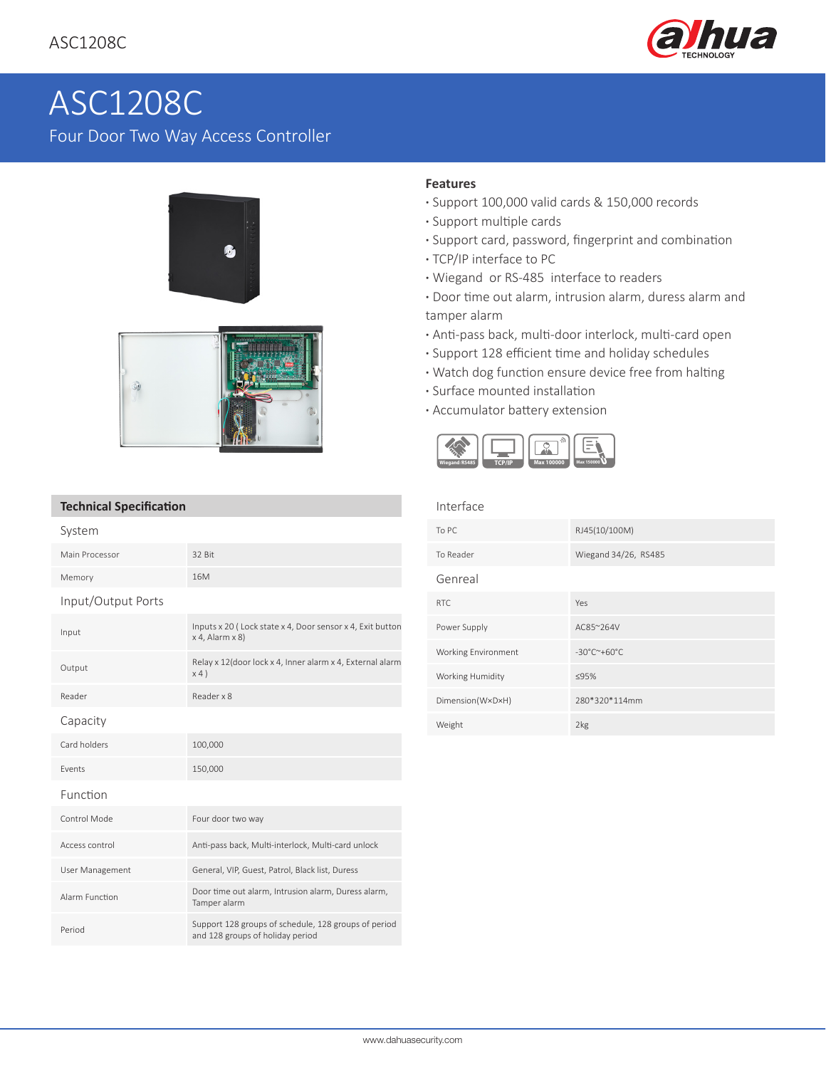# ASC1208C

Four Door Two Way Access Controller

**Features**

- Support 100,000 valid cards & 150,000 records
- Support multiple cards
- Support card, password, fingerprint and combination
- TCP/IP interface to PC
- Wiegand or RS-485 interface to readers
- Door time out alarm, intrusion alarm, duress alarm and tamper alarm
- Anti-pass back, multi-door interlock, multi-card open
- Support 128 efficient time and holiday schedules
- Watch dog function ensure device free from halting
- Surface mounted installation
- Accumulator battery extension

## Technical Specification

| System | |
|---|---|
| Main Processor | 32 Bit |
| Memory | 16M |
| **Input/Output Ports** | |
| Input | Inputs x 20 ( Lock state x 4, Door sensor x 4, Exit button x 4, Alarm x 8) |
| Output | Relay x 12(door lock x 4, Inner alarm x 4, External alarm x 4 ) |
| Reader | Reader x 8 |
| **Capacity** | |
| Card holders | 100,000 |
| Events | 150,000 |
| **Function** | |
| Control Mode | Four door two way |
| Access control | Anti-pass back, Multi-interlock, Multi-card unlock |
| User Management | General, VIP, Guest, Patrol, Black list, Duress |
| Alarm Function | Door time out alarm, Intrusion alarm, Duress alarm, Tamper alarm |
| Period | Support 128 groups of schedule, 128 groups of period and 128 groups of holiday period |

| Interface | |
|---|---|
| To PC | RJ45(10/100M) |
| To Reader | Wiegand 34/26, RS485 |
| **Genreal** | |
| RTC | Yes |
| Power Supply | AC85~264V |
| Working Environment | -30°C~+60°C |
| Working Humidity | ≤95% |
| Dimension(W×D×H) | 280*320*114mm |
| Weight | 2kg |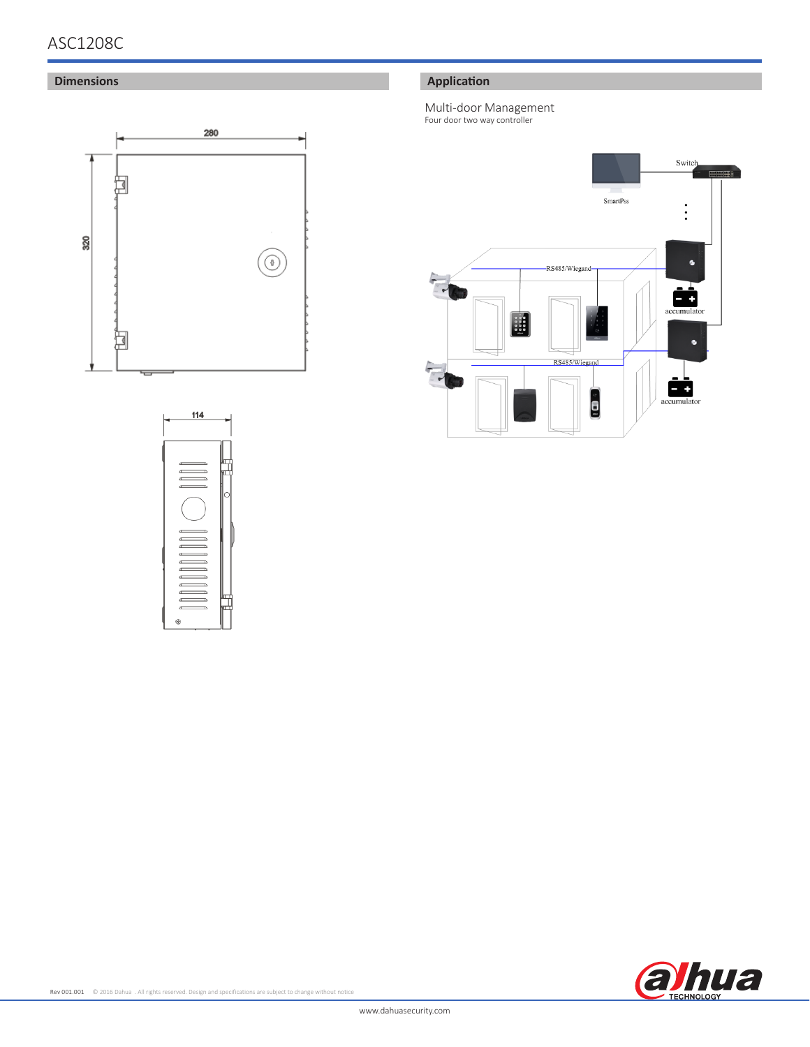## Dimensions

280

320

114

## Application

Multi-door Management

Four door two way controller

Switch

SmartPss

RS485/Wiegand

accumulator

RS485/Wiegand

accumulator